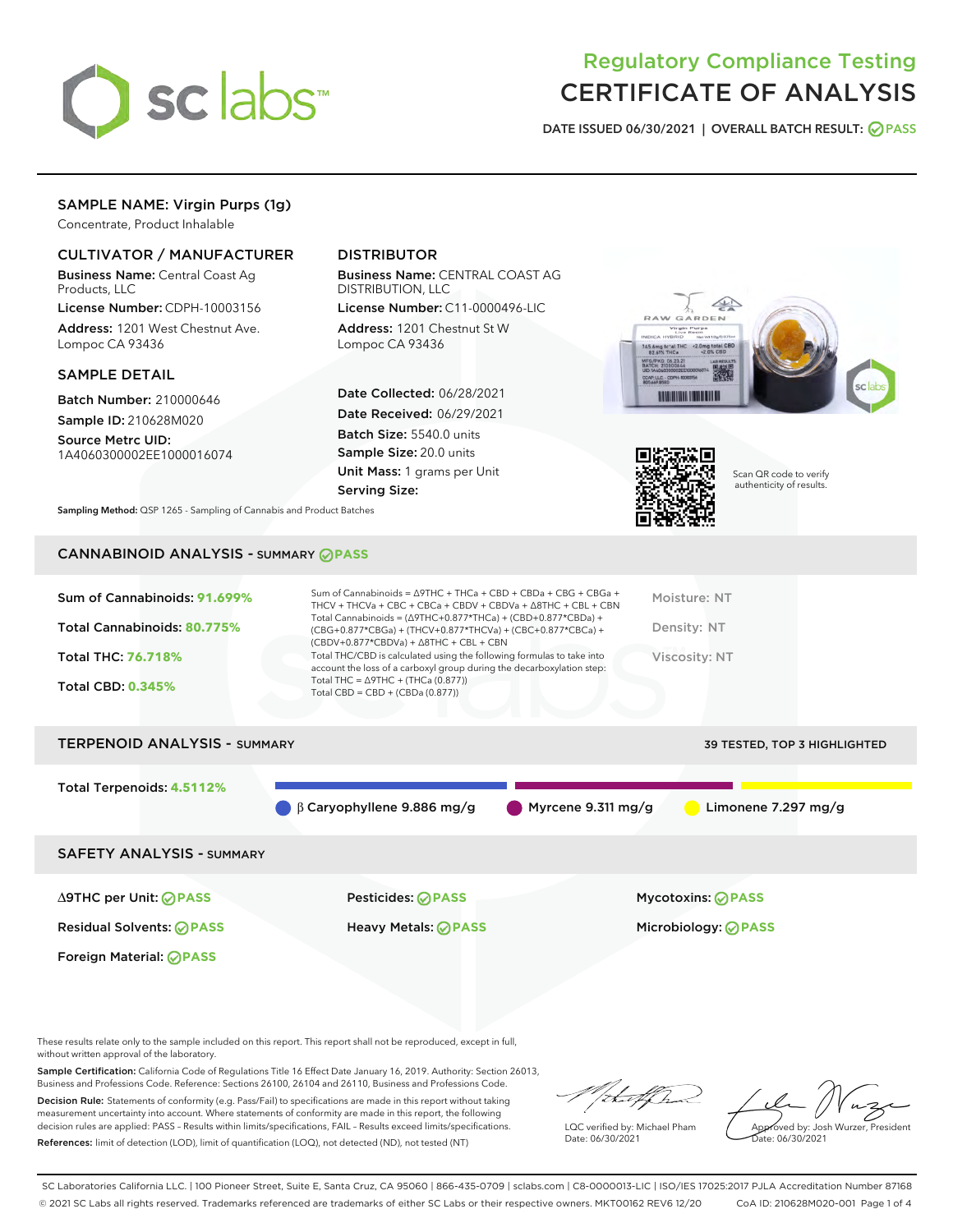# Regulatory Compliance Testing
# CERTIFICATE OF ANALYSIS

DATE ISSUED 06/30/2021 | OVERALL BATCH RESULT: PASS

## SAMPLE NAME: Virgin Purps (1g)

Concentrate, Product Inhalable

### CULTIVATOR / MANUFACTURER

**Business Name:** Central Coast Ag Products, LLC

**License Number:** CDPH-10003156

**Address:** 1201 West Chestnut Ave. Lompoc CA 93436

### DISTRIBUTOR

**Business Name:** CENTRAL COAST AG DISTRIBUTION, LLC

**License Number:** C11-0000496-LIC

**Address:** 1201 Chestnut St W Lompoc CA 93436

### SAMPLE DETAIL

**Batch Number:** 210000646

**Sample ID:** 210628M020

**Source Metrc UID:** 1A4060300002EE1000016074

**Date Collected:** 06/28/2021

**Date Received:** 06/29/2021

**Batch Size:** 5540.0 units

**Sample Size:** 20.0 units

**Unit Mass:** 1 grams per Unit

**Serving Size:**

Scan QR code to verify authenticity of results.

**Sampling Method:** QSP 1265 - Sampling of Cannabis and Product Batches

## CANNABINOID ANALYSIS - SUMMARY PASS

**Sum of Cannabinoids:** 91.699%

**Total Cannabinoids:** 80.775%

**Total THC:** 76.718%

**Total CBD:** 0.345%

Sum of Cannabinoids = Δ9THC + THCa + CBD + CBDa + CBG + CBGa + THCV + THCVa + CBC + CBCa + CBDV + CBDVa + Δ8THC + CBL + CBN

Total Cannabinoids = (Δ9THC+0.877*THCa) + (CBD+0.877*CBDa) + (CBG+0.877*CBGa) + (THCV+0.877*THCVa) + (CBC+0.877*CBCa) + (CBDV+0.877*CBDVa) + Δ8THC + CBL + CBN

Total THC/CBD is calculated using the following formulas to take into account the loss of a carboxyl group during the decarboxylation step:
Total THC = Δ9THC + (THCa (0.877))
Total CBD = CBD + (CBDa (0.877))

Moisture: NT

Density: NT

Viscosity: NT

## TERPENOID ANALYSIS - SUMMARY

39 TESTED, TOP 3 HIGHLIGHTED

**Total Terpenoids:** 4.5112%

β Caryophyllene 9.886 mg/g | Myrcene 9.311 mg/g | Limonene 7.297 mg/g

## SAFETY ANALYSIS - SUMMARY

Δ9THC per Unit: PASS

Pesticides: PASS

Mycotoxins: PASS

Residual Solvents: PASS

Heavy Metals: PASS

Microbiology: PASS

Foreign Material: PASS

These results relate only to the sample included on this report. This report shall not be reproduced, except in full, without written approval of the laboratory.

**Sample Certification:** California Code of Regulations Title 16 Effect Date January 16, 2019. Authority: Section 26013, Business and Professions Code. Reference: Sections 26100, 26104 and 26110, Business and Professions Code.

**Decision Rule:** Statements of conformity (e.g. Pass/Fail) to specifications are made in this report without taking measurement uncertainty into account. Where statements of conformity are made in this report, the following decision rules are applied: PASS – Results within limits/specifications, FAIL – Results exceed limits/specifications.

**References:** limit of detection (LOD), limit of quantification (LOQ), not detected (ND), not tested (NT)

LQC verified by: Michael Pham
Date: 06/30/2021

Approved by: Josh Wurzer, President
Date: 06/30/2021

SC Laboratories California LLC. | 100 Pioneer Street, Suite E, Santa Cruz, CA 95060 | 866-435-0709 | sclabs.com | C8-0000013-LIC | ISO/IES 17025:2017 PJLA Accreditation Number 87168
© 2021 SC Labs all rights reserved. Trademarks referenced are trademarks of either SC Labs or their respective owners. MKT00162 REV6 12/20 CoA ID: 210628M020-001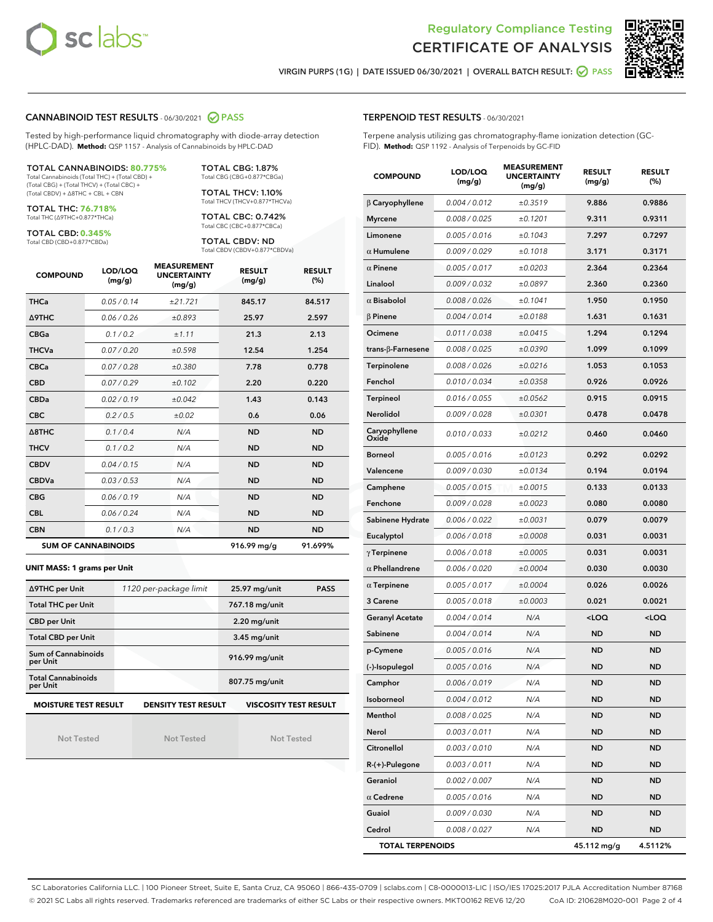# Regulatory Compliance Testing
# CERTIFICATE OF ANALYSIS

VIRGIN PURPS (1G) | DATE ISSUED 06/30/2021 | OVERALL BATCH RESULT: PASS

## CANNABINOID TEST RESULTS - 06/30/2021 PASS

Tested by high-performance liquid chromatography with diode-array detection (HPLC-DAD). **Method:** QSP 1157 - Analysis of Cannabinoids by HPLC-DAD

**TOTAL CANNABINOIDS: 80.775%**
Total Cannabinoids (Total THC) + (Total CBD) + (Total CBG) + (Total THCV) + (Total CBC) + (Total CBDV) + Δ8THC + CBL + CBN

**TOTAL THC: 76.718%**
Total THC (Δ9THC+0.877*THCa)

**TOTAL CBD: 0.345%**
Total CBD (CBD+0.877*CBDa)

**TOTAL CBG: 1.87%**
Total CBG (CBG+0.877*CBGa)

**TOTAL THCV: 1.10%**
Total THCV (THCV+0.877*THCVa)

**TOTAL CBC: 0.742%**
Total CBC (CBC+0.877*CBCa)

**TOTAL CBDV: ND**
Total CBDV (CBDV+0.877*CBDVa)

| COMPOUND | LOD/LOQ (mg/g) | MEASUREMENT UNCERTAINTY (mg/g) | RESULT (mg/g) | RESULT (%) |
|---|---|---|---|---|
| THCa | 0.05 / 0.14 | ±21.721 | 845.17 | 84.517 |
| Δ9THC | 0.06 / 0.26 | ±0.893 | 25.97 | 2.597 |
| CBGa | 0.1 / 0.2 | ±1.11 | 21.3 | 2.13 |
| THCVa | 0.07 / 0.20 | ±0.598 | 12.54 | 1.254 |
| CBCa | 0.07 / 0.28 | ±0.380 | 7.78 | 0.778 |
| CBD | 0.07 / 0.29 | ±0.102 | 2.20 | 0.220 |
| CBDa | 0.02 / 0.19 | ±0.042 | 1.43 | 0.143 |
| CBC | 0.2 / 0.5 | ±0.02 | 0.6 | 0.06 |
| Δ8THC | 0.1 / 0.4 | N/A | ND | ND |
| THCV | 0.1 / 0.2 | N/A | ND | ND |
| CBDV | 0.04 / 0.15 | N/A | ND | ND |
| CBDVa | 0.03 / 0.53 | N/A | ND | ND |
| CBG | 0.06 / 0.19 | N/A | ND | ND |
| CBL | 0.06 / 0.24 | N/A | ND | ND |
| CBN | 0.1 / 0.3 | N/A | ND | ND |
| **SUM OF CANNABINOIDS** | | | **916.99 mg/g** | **91.699%** |

### UNIT MASS: 1 grams per Unit

| | | | |
|---|---|---|---|
| Δ9THC per Unit | 1120 per-package limit | 25.97 mg/unit | PASS |
| Total THC per Unit | | 767.18 mg/unit | |
| CBD per Unit | | 2.20 mg/unit | |
| Total CBD per Unit | | 3.45 mg/unit | |
| Sum of Cannabinoids per Unit | | 916.99 mg/unit | |
| Total Cannabinoids per Unit | | 807.75 mg/unit | |

| MOISTURE TEST RESULT | DENSITY TEST RESULT | VISCOSITY TEST RESULT |
|---|---|---|
| Not Tested | Not Tested | Not Tested |

## TERPENOID TEST RESULTS - 06/30/2021

Terpene analysis utilizing gas chromatography-flame ionization detection (GC-FID). **Method:** QSP 1192 - Analysis of Terpenoids by GC-FID

| COMPOUND | LOD/LOQ (mg/g) | MEASUREMENT UNCERTAINTY (mg/g) | RESULT (mg/g) | RESULT (%) |
|---|---|---|---|---|
| β Caryophyllene | 0.004 / 0.012 | ±0.3519 | 9.886 | 0.9886 |
| Myrcene | 0.008 / 0.025 | ±0.1201 | 9.311 | 0.9311 |
| Limonene | 0.005 / 0.016 | ±0.1043 | 7.297 | 0.7297 |
| α Humulene | 0.009 / 0.029 | ±0.1018 | 3.171 | 0.3171 |
| α Pinene | 0.005 / 0.017 | ±0.0203 | 2.364 | 0.2364 |
| Linalool | 0.009 / 0.032 | ±0.0897 | 2.360 | 0.2360 |
| α Bisabolol | 0.008 / 0.026 | ±0.1041 | 1.950 | 0.1950 |
| β Pinene | 0.004 / 0.014 | ±0.0188 | 1.631 | 0.1631 |
| Ocimene | 0.011 / 0.038 | ±0.0415 | 1.294 | 0.1294 |
| trans-β-Farnesene | 0.008 / 0.025 | ±0.0390 | 1.099 | 0.1099 |
| Terpinolene | 0.008 / 0.026 | ±0.0216 | 1.053 | 0.1053 |
| Fenchol | 0.010 / 0.034 | ±0.0358 | 0.926 | 0.0926 |
| Terpineol | 0.016 / 0.055 | ±0.0562 | 0.915 | 0.0915 |
| Nerolidol | 0.009 / 0.028 | ±0.0301 | 0.478 | 0.0478 |
| Caryophyllene Oxide | 0.010 / 0.033 | ±0.0212 | 0.460 | 0.0460 |
| Borneol | 0.005 / 0.016 | ±0.0123 | 0.292 | 0.0292 |
| Valencene | 0.009 / 0.030 | ±0.0134 | 0.194 | 0.0194 |
| Camphene | 0.005 / 0.015 | ±0.0015 | 0.133 | 0.0133 |
| Fenchone | 0.009 / 0.028 | ±0.0023 | 0.080 | 0.0080 |
| Sabinene Hydrate | 0.006 / 0.022 | ±0.0031 | 0.079 | 0.0079 |
| Eucalyptol | 0.006 / 0.018 | ±0.0008 | 0.031 | 0.0031 |
| γ Terpinene | 0.006 / 0.018 | ±0.0005 | 0.031 | 0.0031 |
| α Phellandrene | 0.006 / 0.020 | ±0.0004 | 0.030 | 0.0030 |
| α Terpinene | 0.005 / 0.017 | ±0.0004 | 0.026 | 0.0026 |
| 3 Carene | 0.005 / 0.018 | ±0.0003 | 0.021 | 0.0021 |
| Geranyl Acetate | 0.004 / 0.014 | N/A | <LOQ | <LOQ |
| Sabinene | 0.004 / 0.014 | N/A | ND | ND |
| p-Cymene | 0.005 / 0.016 | N/A | ND | ND |
| (-)-Isopulegol | 0.005 / 0.016 | N/A | ND | ND |
| Camphor | 0.006 / 0.019 | N/A | ND | ND |
| Isoborneol | 0.004 / 0.012 | N/A | ND | ND |
| Menthol | 0.008 / 0.025 | N/A | ND | ND |
| Nerol | 0.003 / 0.011 | N/A | ND | ND |
| Citronellol | 0.003 / 0.010 | N/A | ND | ND |
| R-(+)-Pulegone | 0.003 / 0.011 | N/A | ND | ND |
| Geraniol | 0.002 / 0.007 | N/A | ND | ND |
| α Cedrene | 0.005 / 0.016 | N/A | ND | ND |
| Guaiol | 0.009 / 0.030 | N/A | ND | ND |
| Cedrol | 0.008 / 0.027 | N/A | ND | ND |
| **TOTAL TERPENOIDS** | | | **45.112 mg/g** | **4.5112%** |

SC Laboratories California LLC. | 100 Pioneer Street, Suite E, Santa Cruz, CA 95060 | 866-435-0709 | sclabs.com | C8-0000013-LIC | ISO/IES 17025:2017 PJLA Accreditation Number 87168
© 2021 SC Labs all rights reserved. Trademarks referenced are trademarks of either SC Labs or their respective owners. MKT00162 REV6 12/20 CoA ID: 210628M020-001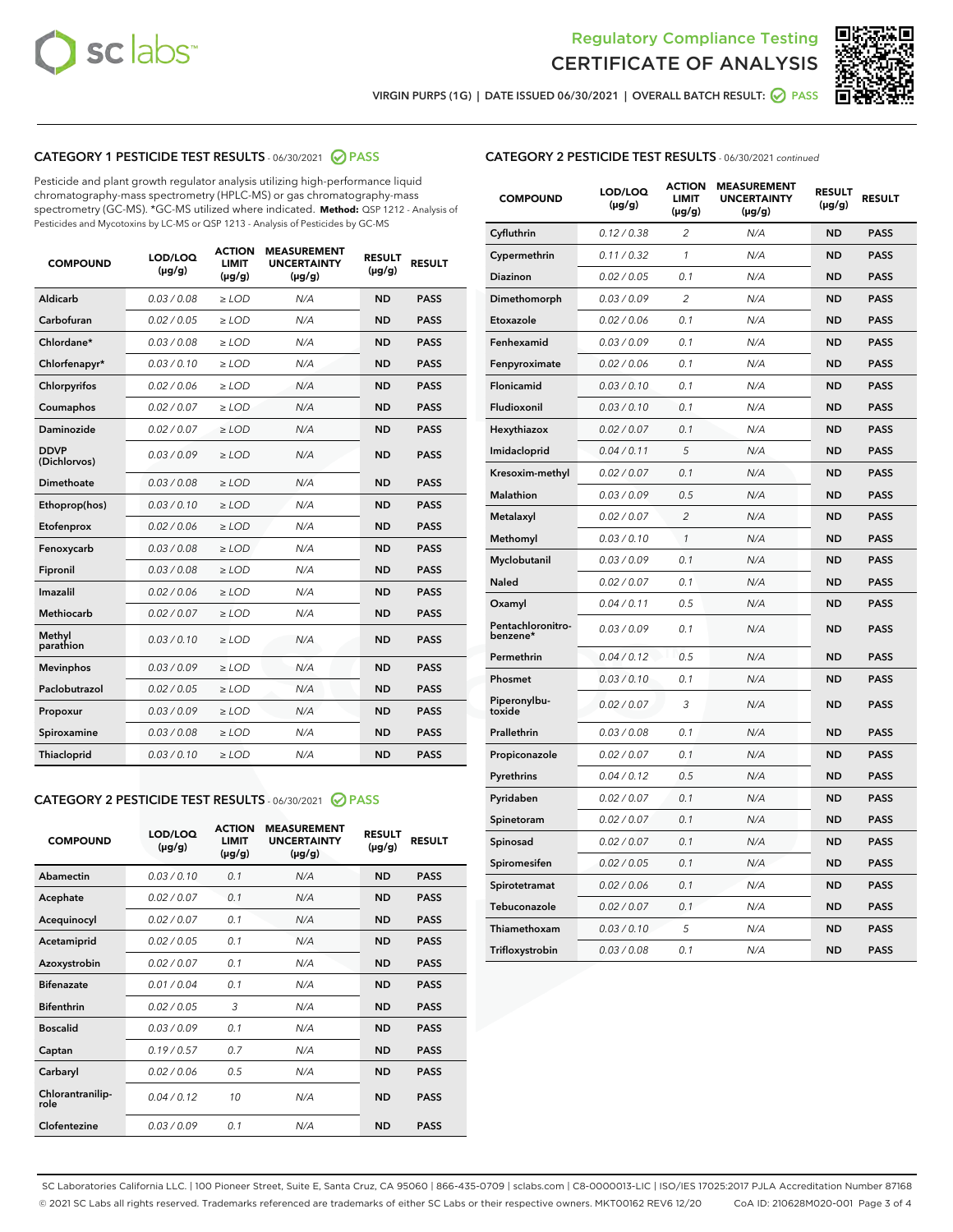Regulatory Compliance Testing

# CERTIFICATE OF ANALYSIS

VIRGIN PURPS (1G) | DATE ISSUED 06/30/2021 | OVERALL BATCH RESULT: PASS

## CATEGORY 1 PESTICIDE TEST RESULTS - 06/30/2021 PASS

Pesticide and plant growth regulator analysis utilizing high-performance liquid chromatography-mass spectrometry (HPLC-MS) or gas chromatography-mass spectrometry (GC-MS). *GC-MS utilized where indicated. **Method:** QSP 1212 - Analysis of Pesticides and Mycotoxins by LC-MS or QSP 1213 - Analysis of Pesticides by GC-MS

| COMPOUND | LOD/LOQ (µg/g) | ACTION LIMIT (µg/g) | MEASUREMENT UNCERTAINTY (µg/g) | RESULT (µg/g) | RESULT |
|---|---|---|---|---|---|
| Aldicarb | 0.03 / 0.08 | ≥ LOD | N/A | ND | PASS |
| Carbofuran | 0.02 / 0.05 | ≥ LOD | N/A | ND | PASS |
| Chlordane* | 0.03 / 0.08 | ≥ LOD | N/A | ND | PASS |
| Chlorfenapyr* | 0.03 / 0.10 | ≥ LOD | N/A | ND | PASS |
| Chlorpyrifos | 0.02 / 0.06 | ≥ LOD | N/A | ND | PASS |
| Coumaphos | 0.02 / 0.07 | ≥ LOD | N/A | ND | PASS |
| Daminozide | 0.02 / 0.07 | ≥ LOD | N/A | ND | PASS |
| DDVP (Dichlorvos) | 0.03 / 0.09 | ≥ LOD | N/A | ND | PASS |
| Dimethoate | 0.03 / 0.08 | ≥ LOD | N/A | ND | PASS |
| Ethoprop(hos) | 0.03 / 0.10 | ≥ LOD | N/A | ND | PASS |
| Etofenprox | 0.02 / 0.06 | ≥ LOD | N/A | ND | PASS |
| Fenoxycarb | 0.03 / 0.08 | ≥ LOD | N/A | ND | PASS |
| Fipronil | 0.03 / 0.08 | ≥ LOD | N/A | ND | PASS |
| Imazalil | 0.02 / 0.06 | ≥ LOD | N/A | ND | PASS |
| Methiocarb | 0.02 / 0.07 | ≥ LOD | N/A | ND | PASS |
| Methyl parathion | 0.03 / 0.10 | ≥ LOD | N/A | ND | PASS |
| Mevinphos | 0.03 / 0.09 | ≥ LOD | N/A | ND | PASS |
| Paclobutrazol | 0.02 / 0.05 | ≥ LOD | N/A | ND | PASS |
| Propoxur | 0.03 / 0.09 | ≥ LOD | N/A | ND | PASS |
| Spiroxamine | 0.03 / 0.08 | ≥ LOD | N/A | ND | PASS |
| Thiacloprid | 0.03 / 0.10 | ≥ LOD | N/A | ND | PASS |

## CATEGORY 2 PESTICIDE TEST RESULTS - 06/30/2021 PASS

| COMPOUND | LOD/LOQ (µg/g) | ACTION LIMIT (µg/g) | MEASUREMENT UNCERTAINTY (µg/g) | RESULT (µg/g) | RESULT |
|---|---|---|---|---|---|
| Abamectin | 0.03 / 0.10 | 0.1 | N/A | ND | PASS |
| Acephate | 0.02 / 0.07 | 0.1 | N/A | ND | PASS |
| Acequinocyl | 0.02 / 0.07 | 0.1 | N/A | ND | PASS |
| Acetamiprid | 0.02 / 0.05 | 0.1 | N/A | ND | PASS |
| Azoxystrobin | 0.02 / 0.07 | 0.1 | N/A | ND | PASS |
| Bifenazate | 0.01 / 0.04 | 0.1 | N/A | ND | PASS |
| Bifenthrin | 0.02 / 0.05 | 3 | N/A | ND | PASS |
| Boscalid | 0.03 / 0.09 | 0.1 | N/A | ND | PASS |
| Captan | 0.19 / 0.57 | 0.7 | N/A | ND | PASS |
| Carbaryl | 0.02 / 0.06 | 0.5 | N/A | ND | PASS |
| Chlorantraniliprole | 0.04 / 0.12 | 10 | N/A | ND | PASS |
| Clofentezine | 0.03 / 0.09 | 0.1 | N/A | ND | PASS |
| Cyfluthrin | 0.12 / 0.38 | 2 | N/A | ND | PASS |
| Cypermethrin | 0.11 / 0.32 | 1 | N/A | ND | PASS |
| Diazinon | 0.02 / 0.05 | 0.1 | N/A | ND | PASS |
| Dimethomorph | 0.03 / 0.09 | 2 | N/A | ND | PASS |
| Etoxazole | 0.02 / 0.06 | 0.1 | N/A | ND | PASS |
| Fenhexamid | 0.03 / 0.09 | 0.1 | N/A | ND | PASS |
| Fenpyroximate | 0.02 / 0.06 | 0.1 | N/A | ND | PASS |
| Flonicamid | 0.03 / 0.10 | 0.1 | N/A | ND | PASS |
| Fludioxonil | 0.03 / 0.10 | 0.1 | N/A | ND | PASS |
| Hexythiazox | 0.02 / 0.07 | 0.1 | N/A | ND | PASS |
| Imidacloprid | 0.04 / 0.11 | 5 | N/A | ND | PASS |
| Kresoxim-methyl | 0.02 / 0.07 | 0.1 | N/A | ND | PASS |
| Malathion | 0.03 / 0.09 | 0.5 | N/A | ND | PASS |
| Metalaxyl | 0.02 / 0.07 | 2 | N/A | ND | PASS |
| Methomyl | 0.03 / 0.10 | 1 | N/A | ND | PASS |
| Myclobutanil | 0.03 / 0.09 | 0.1 | N/A | ND | PASS |
| Naled | 0.02 / 0.07 | 0.1 | N/A | ND | PASS |
| Oxamyl | 0.04 / 0.11 | 0.5 | N/A | ND | PASS |
| Pentachloronitrobenzene* | 0.03 / 0.09 | 0.1 | N/A | ND | PASS |
| Permethrin | 0.04 / 0.12 | 0.5 | N/A | ND | PASS |
| Phosmet | 0.03 / 0.10 | 0.1 | N/A | ND | PASS |
| Piperonylbutoxide | 0.02 / 0.07 | 3 | N/A | ND | PASS |
| Prallethrin | 0.03 / 0.08 | 0.1 | N/A | ND | PASS |
| Propiconazole | 0.02 / 0.07 | 0.1 | N/A | ND | PASS |
| Pyrethrins | 0.04 / 0.12 | 0.5 | N/A | ND | PASS |
| Pyridaben | 0.02 / 0.07 | 0.1 | N/A | ND | PASS |
| Spinetoram | 0.02 / 0.07 | 0.1 | N/A | ND | PASS |
| Spinosad | 0.02 / 0.07 | 0.1 | N/A | ND | PASS |
| Spiromesifen | 0.02 / 0.05 | 0.1 | N/A | ND | PASS |
| Spirotetramat | 0.02 / 0.06 | 0.1 | N/A | ND | PASS |
| Tebuconazole | 0.02 / 0.07 | 0.1 | N/A | ND | PASS |
| Thiamethoxam | 0.03 / 0.10 | 5 | N/A | ND | PASS |
| Trifloxystrobin | 0.03 / 0.08 | 0.1 | N/A | ND | PASS |

SC Laboratories California LLC. | 100 Pioneer Street, Suite E, Santa Cruz, CA 95060 | 866-435-0709 | sclabs.com | C8-0000013-LIC | ISO/IES 17025:2017 PJLA Accreditation Number 87168
© 2021 SC Labs all rights reserved. Trademarks referenced are trademarks of either SC Labs or their respective owners. MKT00162 REV6 12/20 CoA ID: 210628M020-001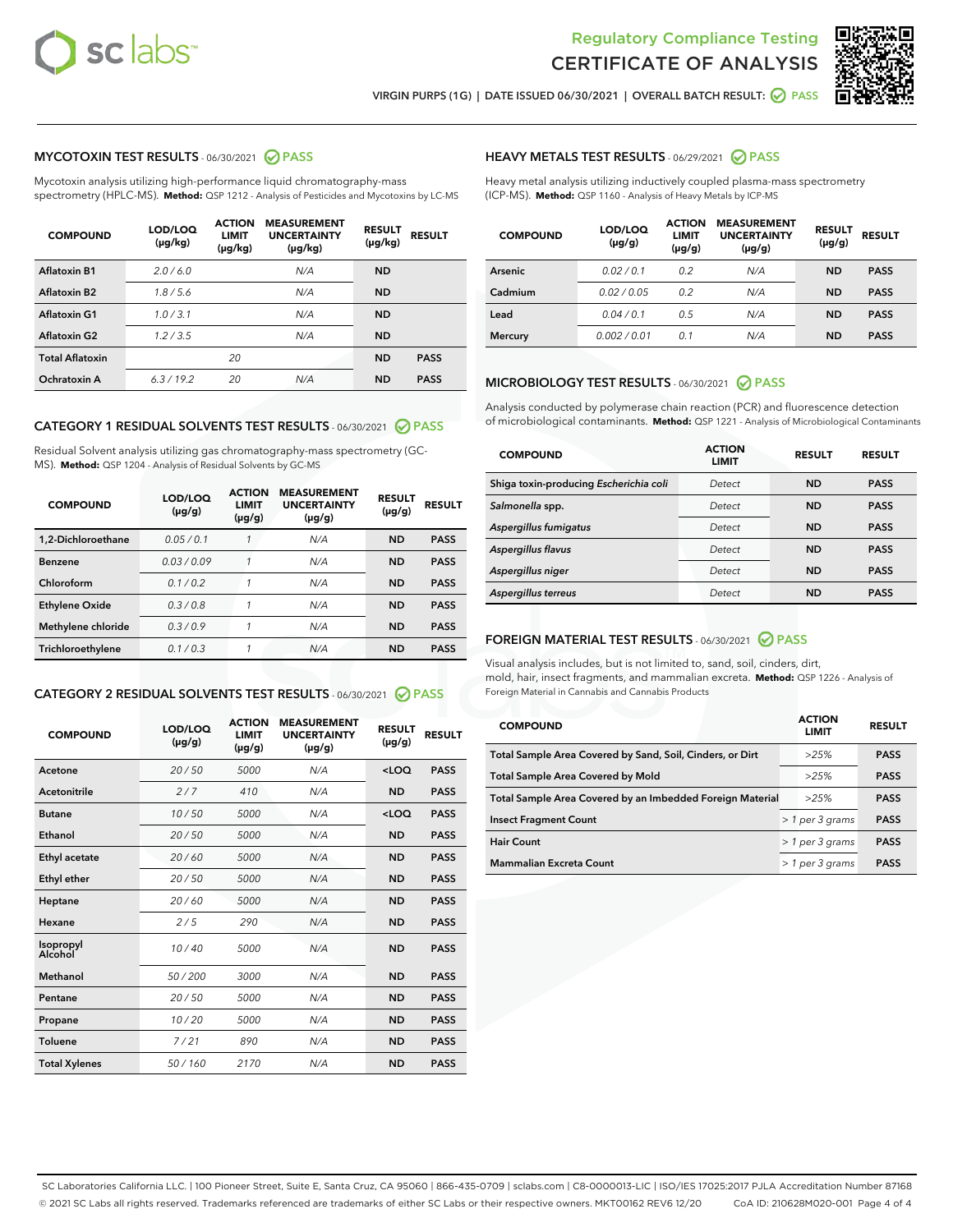Regulatory Compliance Testing

# CERTIFICATE OF ANALYSIS

VIRGIN PURPS (1G) | DATE ISSUED 06/30/2021 | OVERALL BATCH RESULT: PASS

## MYCOTOXIN TEST RESULTS - 06/30/2021 PASS

Mycotoxin analysis utilizing high-performance liquid chromatography-mass spectrometry (HPLC-MS). **Method:** QSP 1212 - Analysis of Pesticides and Mycotoxins by LC-MS

| COMPOUND | LOD/LOQ (μg/kg) | ACTION LIMIT (μg/kg) | MEASUREMENT UNCERTAINTY (μg/kg) | RESULT (μg/kg) | RESULT |
|---|---|---|---|---|---|
| Aflatoxin B1 | 2.0 / 6.0 | | N/A | ND | |
| Aflatoxin B2 | 1.8 / 5.6 | | N/A | ND | |
| Aflatoxin G1 | 1.0 / 3.1 | | N/A | ND | |
| Aflatoxin G2 | 1.2 / 3.5 | | N/A | ND | |
| Total Aflatoxin | | 20 | | ND | PASS |
| Ochratoxin A | 6.3 / 19.2 | 20 | N/A | ND | PASS |

## CATEGORY 1 RESIDUAL SOLVENTS TEST RESULTS - 06/30/2021 PASS

Residual Solvent analysis utilizing gas chromatography-mass spectrometry (GC-MS). **Method:** QSP 1204 - Analysis of Residual Solvents by GC-MS

| COMPOUND | LOD/LOQ (μg/g) | ACTION LIMIT (μg/g) | MEASUREMENT UNCERTAINTY (μg/g) | RESULT (μg/g) | RESULT |
|---|---|---|---|---|---|
| 1,2-Dichloroethane | 0.05 / 0.1 | 1 | N/A | ND | PASS |
| Benzene | 0.03 / 0.09 | 1 | N/A | ND | PASS |
| Chloroform | 0.1 / 0.2 | 1 | N/A | ND | PASS |
| Ethylene Oxide | 0.3 / 0.8 | 1 | N/A | ND | PASS |
| Methylene chloride | 0.3 / 0.9 | 1 | N/A | ND | PASS |
| Trichloroethylene | 0.1 / 0.3 | 1 | N/A | ND | PASS |

## CATEGORY 2 RESIDUAL SOLVENTS TEST RESULTS - 06/30/2021 PASS

| COMPOUND | LOD/LOQ (μg/g) | ACTION LIMIT (μg/g) | MEASUREMENT UNCERTAINTY (μg/g) | RESULT (μg/g) | RESULT |
|---|---|---|---|---|---|
| Acetone | 20 / 50 | 5000 | N/A | <LOQ | PASS |
| Acetonitrile | 2 / 7 | 410 | N/A | ND | PASS |
| Butane | 10 / 50 | 5000 | N/A | <LOQ | PASS |
| Ethanol | 20 / 50 | 5000 | N/A | ND | PASS |
| Ethyl acetate | 20 / 60 | 5000 | N/A | ND | PASS |
| Ethyl ether | 20 / 50 | 5000 | N/A | ND | PASS |
| Heptane | 20 / 60 | 5000 | N/A | ND | PASS |
| Hexane | 2 / 5 | 290 | N/A | ND | PASS |
| Isopropyl Alcohol | 10 / 40 | 5000 | N/A | ND | PASS |
| Methanol | 50 / 200 | 3000 | N/A | ND | PASS |
| Pentane | 20 / 50 | 5000 | N/A | ND | PASS |
| Propane | 10 / 20 | 5000 | N/A | ND | PASS |
| Toluene | 7 / 21 | 890 | N/A | ND | PASS |
| Total Xylenes | 50 / 160 | 2170 | N/A | ND | PASS |

## HEAVY METALS TEST RESULTS - 06/29/2021 PASS

Heavy metal analysis utilizing inductively coupled plasma-mass spectrometry (ICP-MS). **Method:** QSP 1160 - Analysis of Heavy Metals by ICP-MS

| COMPOUND | LOD/LOQ (μg/g) | ACTION LIMIT (μg/g) | MEASUREMENT UNCERTAINTY (μg/g) | RESULT (μg/g) | RESULT |
|---|---|---|---|---|---|
| Arsenic | 0.02 / 0.1 | 0.2 | N/A | ND | PASS |
| Cadmium | 0.02 / 0.05 | 0.2 | N/A | ND | PASS |
| Lead | 0.04 / 0.1 | 0.5 | N/A | ND | PASS |
| Mercury | 0.002 / 0.01 | 0.1 | N/A | ND | PASS |

## MICROBIOLOGY TEST RESULTS - 06/30/2021 PASS

Analysis conducted by polymerase chain reaction (PCR) and fluorescence detection of microbiological contaminants. **Method:** QSP 1221 - Analysis of Microbiological Contaminants

| COMPOUND | ACTION LIMIT | RESULT | RESULT |
|---|---|---|---|
| Shiga toxin-producing *Escherichia coli* | Detect | ND | PASS |
| *Salmonella* spp. | Detect | ND | PASS |
| *Aspergillus fumigatus* | Detect | ND | PASS |
| *Aspergillus flavus* | Detect | ND | PASS |
| *Aspergillus niger* | Detect | ND | PASS |
| *Aspergillus terreus* | Detect | ND | PASS |

## FOREIGN MATERIAL TEST RESULTS - 06/30/2021 PASS

Visual analysis includes, but is not limited to, sand, soil, cinders, dirt, mold, hair, insect fragments, and mammalian excreta. **Method:** QSP 1226 - Analysis of Foreign Material in Cannabis and Cannabis Products

| COMPOUND | ACTION LIMIT | RESULT |
|---|---|---|
| Total Sample Area Covered by Sand, Soil, Cinders, or Dirt | >25% | PASS |
| Total Sample Area Covered by Mold | >25% | PASS |
| Total Sample Area Covered by an Imbedded Foreign Material | >25% | PASS |
| Insect Fragment Count | > 1 per 3 grams | PASS |
| Hair Count | > 1 per 3 grams | PASS |
| Mammalian Excreta Count | > 1 per 3 grams | PASS |

SC Laboratories California LLC. | 100 Pioneer Street, Suite E, Santa Cruz, CA 95060 | 866-435-0709 | sclabs.com | C8-0000013-LIC | ISO/IES 17025:2017 PJLA Accreditation Number 87168
© 2021 SC Labs all rights reserved. Trademarks referenced are trademarks of either SC Labs or their respective owners. MKT00162 REV6 12/20 CoA ID: 210628M020-001